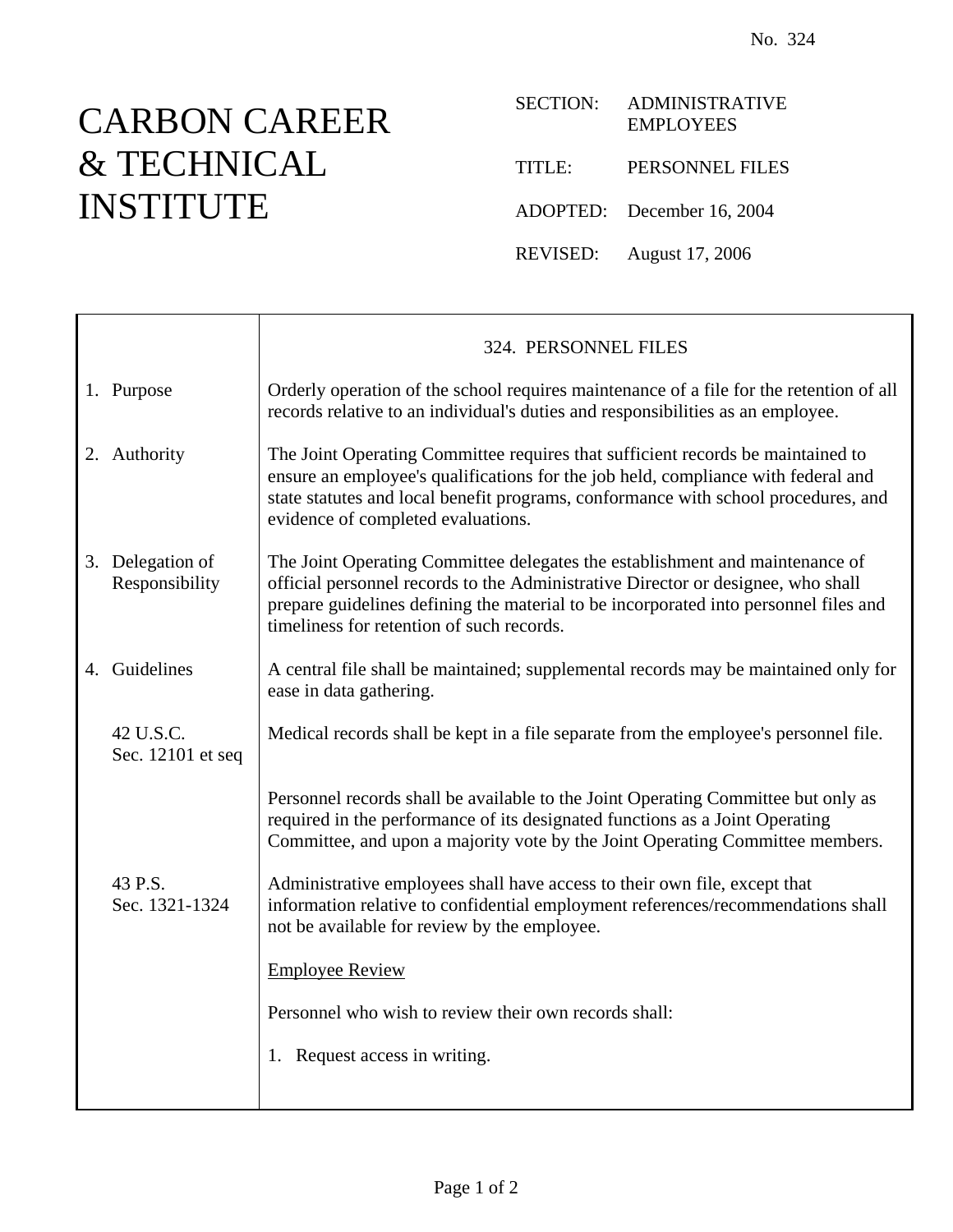No. 324

# CARBON CAREER & TECHNICAL INSTITUTE

SECTION: ADMINISTRATIVE EMPLOYEES

TITLE: PERSONNEL FILES

ADOPTED: December 16, 2004

REVISED: August 17, 2006

## 324. PERSONNEL FILES

**1. Purpose**

Orderly operation of the school requires maintenance of a file for the retention of all records relative to an individual's duties and responsibilities as an employee.

**2. Authority**

The Joint Operating Committee requires that sufficient records be maintained to ensure an employee's qualifications for the job held, compliance with federal and state statutes and local benefit programs, conformance with school procedures, and evidence of completed evaluations.

**3. Delegation of Responsibility**

The Joint Operating Committee delegates the establishment and maintenance of official personnel records to the Administrative Director or designee, who shall prepare guidelines defining the material to be incorporated into personnel files and timeliness for retention of such records.

**4. Guidelines**

A central file shall be maintained; supplemental records may be maintained only for ease in data gathering.

*42 U.S.C. Sec. 12101 et seq*

Medical records shall be kept in a file separate from the employee's personnel file.

Personnel records shall be available to the Joint Operating Committee but only as required in the performance of its designated functions as a Joint Operating Committee, and upon a majority vote by the Joint Operating Committee members.

*43 P.S. Sec. 1321-1324*

Administrative employees shall have access to their own file, except that information relative to confidential employment references/recommendations shall not be available for review by the employee.

<u>Employee Review</u>

Personnel who wish to review their own records shall:

1. Request access in writing.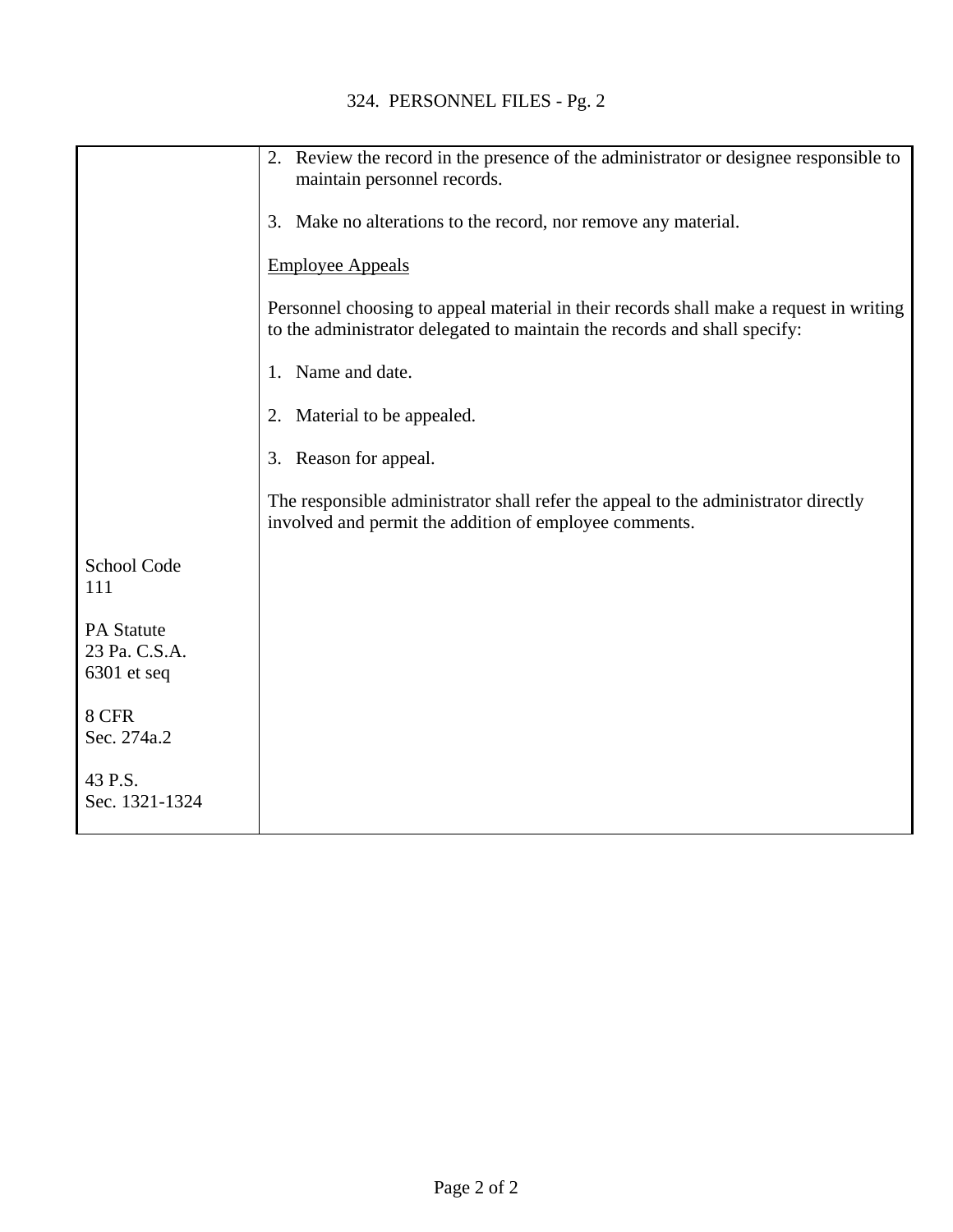2. Review the record in the presence of the administrator or designee responsible to maintain personnel records.

3. Make no alterations to the record, nor remove any material.

Employee Appeals

Personnel choosing to appeal material in their records shall make a request in writing to the administrator delegated to maintain the records and shall specify:

1. Name and date.

2. Material to be appealed.

3. Reason for appeal.

The responsible administrator shall refer the appeal to the administrator directly involved and permit the addition of employee comments.

School Code
111

PA Statute
23 Pa. C.S.A.
6301 et seq

8 CFR
Sec. 274a.2

43 P.S.
Sec. 1321-1324